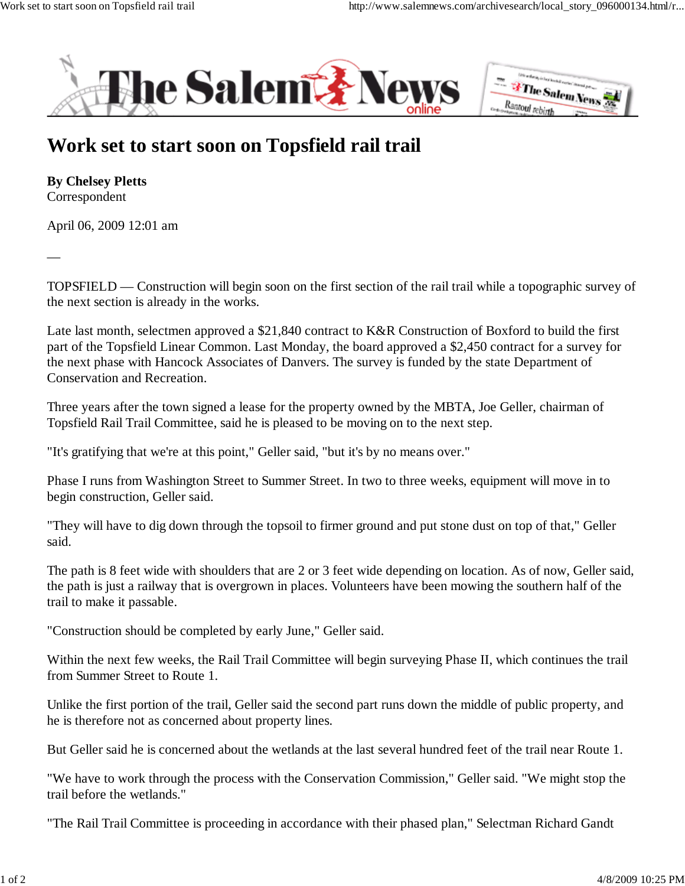# Work set to start soon on Topsfield rail trail

**By Chelsey Pletts**
Correspondent

April 06, 2009 12:01 am

—

TOPSFIELD — Construction will begin soon on the first section of the rail trail while a topographic survey of the next section is already in the works.

Late last month, selectmen approved a $21,840 contract to K&R Construction of Boxford to build the first part of the Topsfield Linear Common. Last Monday, the board approved a $2,450 contract for a survey for the next phase with Hancock Associates of Danvers. The survey is funded by the state Department of Conservation and Recreation.

Three years after the town signed a lease for the property owned by the MBTA, Joe Geller, chairman of Topsfield Rail Trail Committee, said he is pleased to be moving on to the next step.

"It's gratifying that we're at this point," Geller said, "but it's by no means over."

Phase I runs from Washington Street to Summer Street. In two to three weeks, equipment will move in to begin construction, Geller said.

"They will have to dig down through the topsoil to firmer ground and put stone dust on top of that," Geller said.

The path is 8 feet wide with shoulders that are 2 or 3 feet wide depending on location. As of now, Geller said, the path is just a railway that is overgrown in places. Volunteers have been mowing the southern half of the trail to make it passable.

"Construction should be completed by early June," Geller said.

Within the next few weeks, the Rail Trail Committee will begin surveying Phase II, which continues the trail from Summer Street to Route 1.

Unlike the first portion of the trail, Geller said the second part runs down the middle of public property, and he is therefore not as concerned about property lines.

But Geller said he is concerned about the wetlands at the last several hundred feet of the trail near Route 1.

"We have to work through the process with the Conservation Commission," Geller said. "We might stop the trail before the wetlands."

"The Rail Trail Committee is proceeding in accordance with their phased plan," Selectman Richard Gandt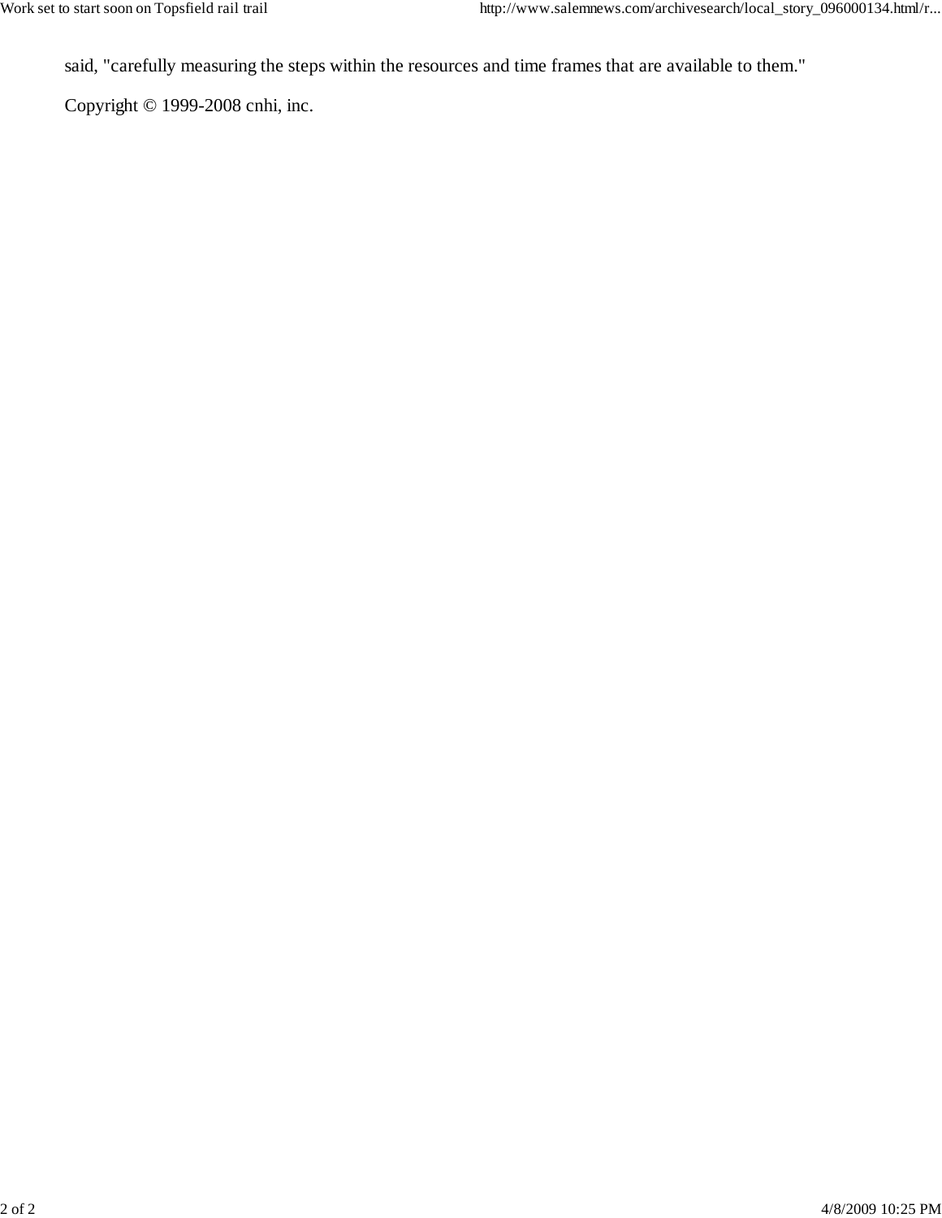said, "carefully measuring the steps within the resources and time frames that are available to them."

Copyright © 1999-2008 cnhi, inc.